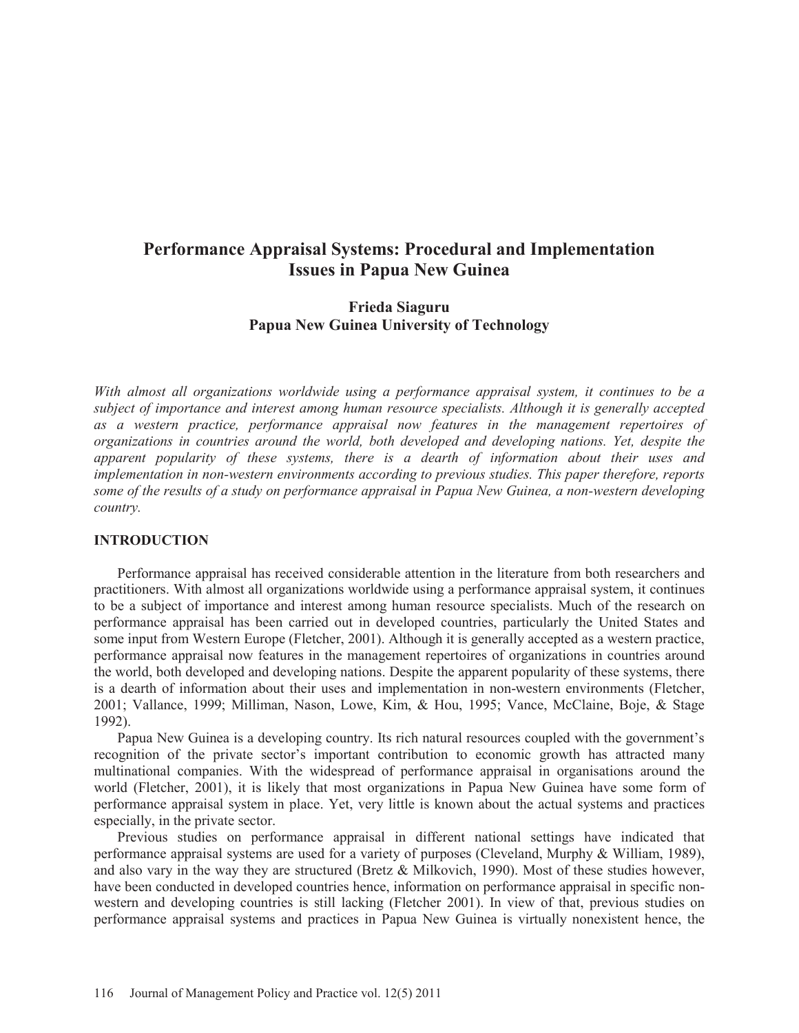# Performance Appraisal Systems: Procedural and Implementation Issues in Papua New Guinea

**Frieda Siaguru**
**Papua New Guinea University of Technology**

*With almost all organizations worldwide using a performance appraisal system, it continues to be a subject of importance and interest among human resource specialists. Although it is generally accepted as a western practice, performance appraisal now features in the management repertoires of organizations in countries around the world, both developed and developing nations. Yet, despite the apparent popularity of these systems, there is a dearth of information about their uses and implementation in non-western environments according to previous studies. This paper therefore, reports some of the results of a study on performance appraisal in Papua New Guinea, a non-western developing country.*

## INTRODUCTION

Performance appraisal has received considerable attention in the literature from both researchers and practitioners. With almost all organizations worldwide using a performance appraisal system, it continues to be a subject of importance and interest among human resource specialists. Much of the research on performance appraisal has been carried out in developed countries, particularly the United States and some input from Western Europe (Fletcher, 2001). Although it is generally accepted as a western practice, performance appraisal now features in the management repertoires of organizations in countries around the world, both developed and developing nations. Despite the apparent popularity of these systems, there is a dearth of information about their uses and implementation in non-western environments (Fletcher, 2001; Vallance, 1999; Milliman, Nason, Lowe, Kim, & Hou, 1995; Vance, McClaine, Boje, & Stage 1992).

Papua New Guinea is a developing country. Its rich natural resources coupled with the government's recognition of the private sector's important contribution to economic growth has attracted many multinational companies. With the widespread of performance appraisal in organisations around the world (Fletcher, 2001), it is likely that most organizations in Papua New Guinea have some form of performance appraisal system in place. Yet, very little is known about the actual systems and practices especially, in the private sector.

Previous studies on performance appraisal in different national settings have indicated that performance appraisal systems are used for a variety of purposes (Cleveland, Murphy & William, 1989), and also vary in the way they are structured (Bretz & Milkovich, 1990). Most of these studies however, have been conducted in developed countries hence, information on performance appraisal in specific non-western and developing countries is still lacking (Fletcher 2001). In view of that, previous studies on performance appraisal systems and practices in Papua New Guinea is virtually nonexistent hence, the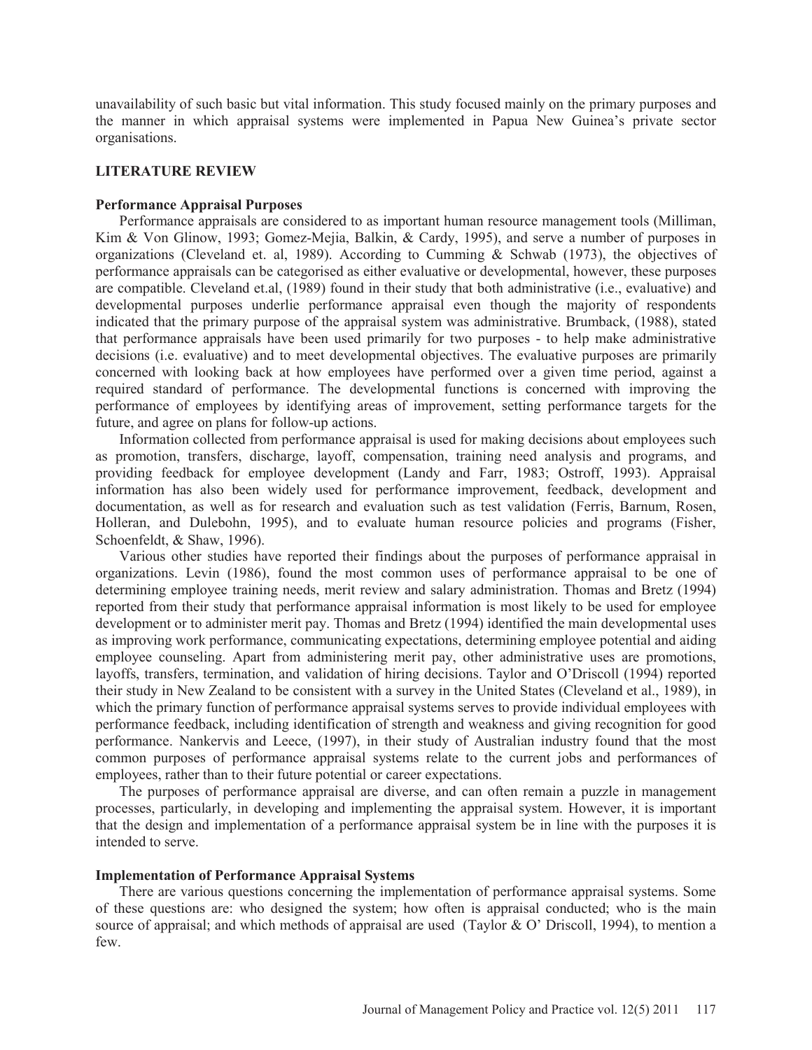unavailability of such basic but vital information. This study focused mainly on the primary purposes and the manner in which appraisal systems were implemented in Papua New Guinea's private sector organisations.

## LITERATURE REVIEW

### Performance Appraisal Purposes

Performance appraisals are considered to as important human resource management tools (Milliman, Kim & Von Glinow, 1993; Gomez-Mejia, Balkin, & Cardy, 1995), and serve a number of purposes in organizations (Cleveland et. al, 1989). According to Cumming & Schwab (1973), the objectives of performance appraisals can be categorised as either evaluative or developmental, however, these purposes are compatible. Cleveland et.al, (1989) found in their study that both administrative (i.e., evaluative) and developmental purposes underlie performance appraisal even though the majority of respondents indicated that the primary purpose of the appraisal system was administrative. Brumback, (1988), stated that performance appraisals have been used primarily for two purposes - to help make administrative decisions (i.e. evaluative) and to meet developmental objectives. The evaluative purposes are primarily concerned with looking back at how employees have performed over a given time period, against a required standard of performance. The developmental functions is concerned with improving the performance of employees by identifying areas of improvement, setting performance targets for the future, and agree on plans for follow-up actions.

Information collected from performance appraisal is used for making decisions about employees such as promotion, transfers, discharge, layoff, compensation, training need analysis and programs, and providing feedback for employee development (Landy and Farr, 1983; Ostroff, 1993). Appraisal information has also been widely used for performance improvement, feedback, development and documentation, as well as for research and evaluation such as test validation (Ferris, Barnum, Rosen, Holleran, and Dulebohn, 1995), and to evaluate human resource policies and programs (Fisher, Schoenfeldt, & Shaw, 1996).

Various other studies have reported their findings about the purposes of performance appraisal in organizations. Levin (1986), found the most common uses of performance appraisal to be one of determining employee training needs, merit review and salary administration. Thomas and Bretz (1994) reported from their study that performance appraisal information is most likely to be used for employee development or to administer merit pay. Thomas and Bretz (1994) identified the main developmental uses as improving work performance, communicating expectations, determining employee potential and aiding employee counseling. Apart from administering merit pay, other administrative uses are promotions, layoffs, transfers, termination, and validation of hiring decisions. Taylor and O'Driscoll (1994) reported their study in New Zealand to be consistent with a survey in the United States (Cleveland et al., 1989), in which the primary function of performance appraisal systems serves to provide individual employees with performance feedback, including identification of strength and weakness and giving recognition for good performance. Nankervis and Leece, (1997), in their study of Australian industry found that the most common purposes of performance appraisal systems relate to the current jobs and performances of employees, rather than to their future potential or career expectations.

The purposes of performance appraisal are diverse, and can often remain a puzzle in management processes, particularly, in developing and implementing the appraisal system. However, it is important that the design and implementation of a performance appraisal system be in line with the purposes it is intended to serve.

### Implementation of Performance Appraisal Systems

There are various questions concerning the implementation of performance appraisal systems. Some of these questions are: who designed the system; how often is appraisal conducted; who is the main source of appraisal; and which methods of appraisal are used (Taylor & O' Driscoll, 1994), to mention a few.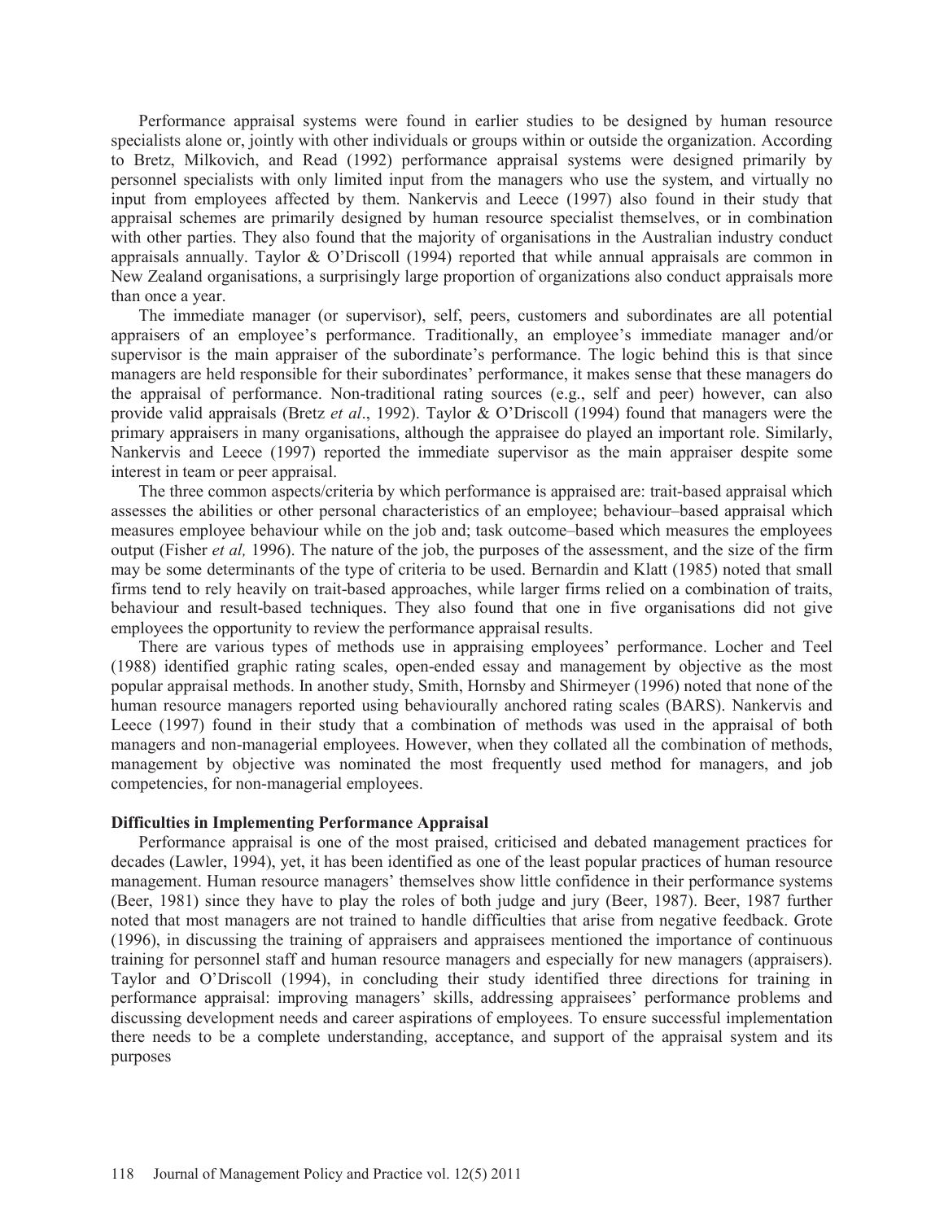Performance appraisal systems were found in earlier studies to be designed by human resource specialists alone or, jointly with other individuals or groups within or outside the organization. According to Bretz, Milkovich, and Read (1992) performance appraisal systems were designed primarily by personnel specialists with only limited input from the managers who use the system, and virtually no input from employees affected by them. Nankervis and Leece (1997) also found in their study that appraisal schemes are primarily designed by human resource specialist themselves, or in combination with other parties. They also found that the majority of organisations in the Australian industry conduct appraisals annually. Taylor & O'Driscoll (1994) reported that while annual appraisals are common in New Zealand organisations, a surprisingly large proportion of organizations also conduct appraisals more than once a year.

The immediate manager (or supervisor), self, peers, customers and subordinates are all potential appraisers of an employee's performance. Traditionally, an employee's immediate manager and/or supervisor is the main appraiser of the subordinate's performance. The logic behind this is that since managers are held responsible for their subordinates' performance, it makes sense that these managers do the appraisal of performance. Non-traditional rating sources (e.g., self and peer) however, can also provide valid appraisals (Bretz *et al*., 1992). Taylor & O'Driscoll (1994) found that managers were the primary appraisers in many organisations, although the appraisee do played an important role. Similarly, Nankervis and Leece (1997) reported the immediate supervisor as the main appraiser despite some interest in team or peer appraisal.

The three common aspects/criteria by which performance is appraised are: trait-based appraisal which assesses the abilities or other personal characteristics of an employee; behaviour–based appraisal which measures employee behaviour while on the job and; task outcome–based which measures the employees output (Fisher *et al,* 1996). The nature of the job, the purposes of the assessment, and the size of the firm may be some determinants of the type of criteria to be used. Bernardin and Klatt (1985) noted that small firms tend to rely heavily on trait-based approaches, while larger firms relied on a combination of traits, behaviour and result-based techniques. They also found that one in five organisations did not give employees the opportunity to review the performance appraisal results.

There are various types of methods use in appraising employees' performance. Locher and Teel (1988) identified graphic rating scales, open-ended essay and management by objective as the most popular appraisal methods. In another study, Smith, Hornsby and Shirmeyer (1996) noted that none of the human resource managers reported using behaviourally anchored rating scales (BARS). Nankervis and Leece (1997) found in their study that a combination of methods was used in the appraisal of both managers and non-managerial employees. However, when they collated all the combination of methods, management by objective was nominated the most frequently used method for managers, and job competencies, for non-managerial employees.

**Difficulties in Implementing Performance Appraisal**

Performance appraisal is one of the most praised, criticised and debated management practices for decades (Lawler, 1994), yet, it has been identified as one of the least popular practices of human resource management. Human resource managers' themselves show little confidence in their performance systems (Beer, 1981) since they have to play the roles of both judge and jury (Beer, 1987). Beer, 1987 further noted that most managers are not trained to handle difficulties that arise from negative feedback. Grote (1996), in discussing the training of appraisers and appraisees mentioned the importance of continuous training for personnel staff and human resource managers and especially for new managers (appraisers). Taylor and O'Driscoll (1994), in concluding their study identified three directions for training in performance appraisal: improving managers' skills, addressing appraisees' performance problems and discussing development needs and career aspirations of employees. To ensure successful implementation there needs to be a complete understanding, acceptance, and support of the appraisal system and its purposes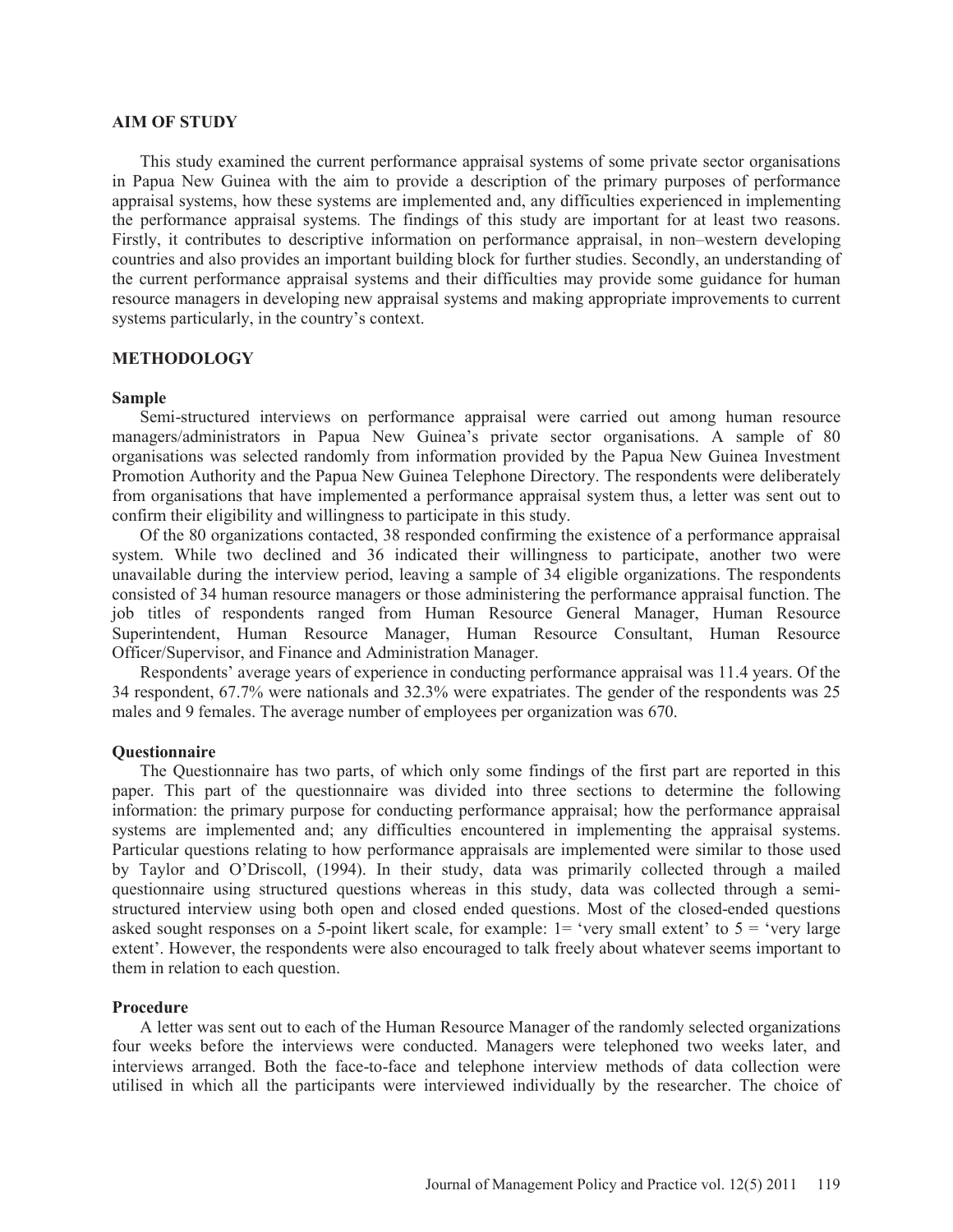## AIM OF STUDY

This study examined the current performance appraisal systems of some private sector organisations in Papua New Guinea with the aim to provide a description of the primary purposes of performance appraisal systems, how these systems are implemented and, any difficulties experienced in implementing the performance appraisal systems*.* The findings of this study are important for at least two reasons. Firstly, it contributes to descriptive information on performance appraisal, in non–western developing countries and also provides an important building block for further studies. Secondly, an understanding of the current performance appraisal systems and their difficulties may provide some guidance for human resource managers in developing new appraisal systems and making appropriate improvements to current systems particularly, in the country's context.

## METHODOLOGY

### Sample

Semi-structured interviews on performance appraisal were carried out among human resource managers/administrators in Papua New Guinea's private sector organisations. A sample of 80 organisations was selected randomly from information provided by the Papua New Guinea Investment Promotion Authority and the Papua New Guinea Telephone Directory. The respondents were deliberately from organisations that have implemented a performance appraisal system thus, a letter was sent out to confirm their eligibility and willingness to participate in this study.

Of the 80 organizations contacted, 38 responded confirming the existence of a performance appraisal system. While two declined and 36 indicated their willingness to participate, another two were unavailable during the interview period, leaving a sample of 34 eligible organizations. The respondents consisted of 34 human resource managers or those administering the performance appraisal function. The job titles of respondents ranged from Human Resource General Manager, Human Resource Superintendent, Human Resource Manager, Human Resource Consultant, Human Resource Officer/Supervisor, and Finance and Administration Manager.

Respondents' average years of experience in conducting performance appraisal was 11.4 years. Of the 34 respondent, 67.7% were nationals and 32.3% were expatriates. The gender of the respondents was 25 males and 9 females. The average number of employees per organization was 670.

### Questionnaire

The Questionnaire has two parts, of which only some findings of the first part are reported in this paper. This part of the questionnaire was divided into three sections to determine the following information: the primary purpose for conducting performance appraisal; how the performance appraisal systems are implemented and; any difficulties encountered in implementing the appraisal systems. Particular questions relating to how performance appraisals are implemented were similar to those used by Taylor and O'Driscoll, (1994). In their study, data was primarily collected through a mailed questionnaire using structured questions whereas in this study, data was collected through a semi-structured interview using both open and closed ended questions. Most of the closed-ended questions asked sought responses on a 5-point likert scale, for example: 1= 'very small extent' to 5 = 'very large extent'. However, the respondents were also encouraged to talk freely about whatever seems important to them in relation to each question.

### Procedure

A letter was sent out to each of the Human Resource Manager of the randomly selected organizations four weeks before the interviews were conducted. Managers were telephoned two weeks later, and interviews arranged. Both the face-to-face and telephone interview methods of data collection were utilised in which all the participants were interviewed individually by the researcher. The choice of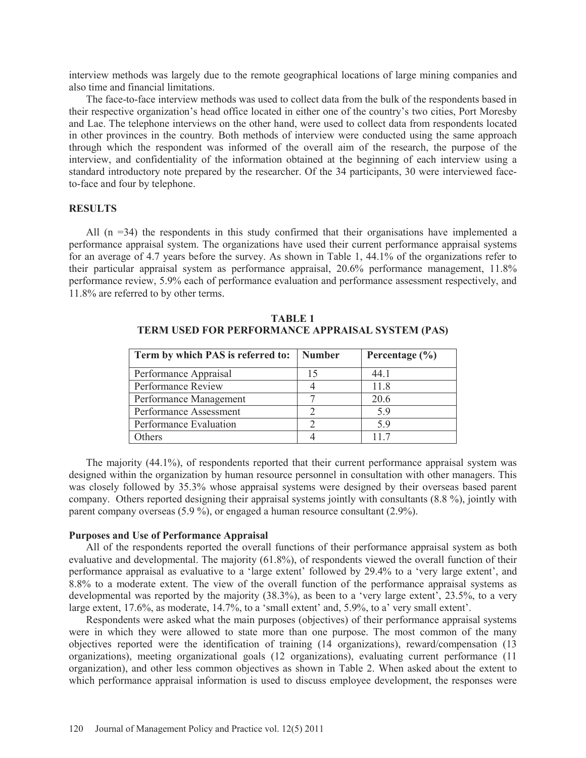interview methods was largely due to the remote geographical locations of large mining companies and also time and financial limitations.

The face-to-face interview methods was used to collect data from the bulk of the respondents based in their respective organization's head office located in either one of the country's two cities, Port Moresby and Lae. The telephone interviews on the other hand, were used to collect data from respondents located in other provinces in the country. Both methods of interview were conducted using the same approach through which the respondent was informed of the overall aim of the research, the purpose of the interview, and confidentiality of the information obtained at the beginning of each interview using a standard introductory note prepared by the researcher. Of the 34 participants, 30 were interviewed face-to-face and four by telephone.

## RESULTS

All (n =34) the respondents in this study confirmed that their organisations have implemented a performance appraisal system. The organizations have used their current performance appraisal systems for an average of 4.7 years before the survey. As shown in Table 1, 44.1% of the organizations refer to their particular appraisal system as performance appraisal, 20.6% performance management, 11.8% performance review, 5.9% each of performance evaluation and performance assessment respectively, and 11.8% are referred to by other terms.

**TABLE 1**
**TERM USED FOR PERFORMANCE APPRAISAL SYSTEM (PAS)**

| Term by which PAS is referred to: | Number | Percentage (%) |
|---|---|---|
| Performance Appraisal | 15 | 44.1 |
| Performance Review | 4 | 11.8 |
| Performance Management | 7 | 20.6 |
| Performance Assessment | 2 | 5.9 |
| Performance Evaluation | 2 | 5.9 |
| Others | 4 | 11.7 |

The majority (44.1%), of respondents reported that their current performance appraisal system was designed within the organization by human resource personnel in consultation with other managers. This was closely followed by 35.3% whose appraisal systems were designed by their overseas based parent company. Others reported designing their appraisal systems jointly with consultants (8.8 %), jointly with parent company overseas (5.9 %), or engaged a human resource consultant (2.9%).

### Purposes and Use of Performance Appraisal

All of the respondents reported the overall functions of their performance appraisal system as both evaluative and developmental. The majority (61.8%), of respondents viewed the overall function of their performance appraisal as evaluative to a 'large extent' followed by 29.4% to a 'very large extent', and 8.8% to a moderate extent. The view of the overall function of the performance appraisal systems as developmental was reported by the majority (38.3%), as been to a 'very large extent', 23.5%, to a very large extent, 17.6%, as moderate, 14.7%, to a 'small extent' and, 5.9%, to a' very small extent'.

Respondents were asked what the main purposes (objectives) of their performance appraisal systems were in which they were allowed to state more than one purpose. The most common of the many objectives reported were the identification of training (14 organizations), reward/compensation (13 organizations), meeting organizational goals (12 organizations), evaluating current performance (11 organization), and other less common objectives as shown in Table 2. When asked about the extent to which performance appraisal information is used to discuss employee development, the responses were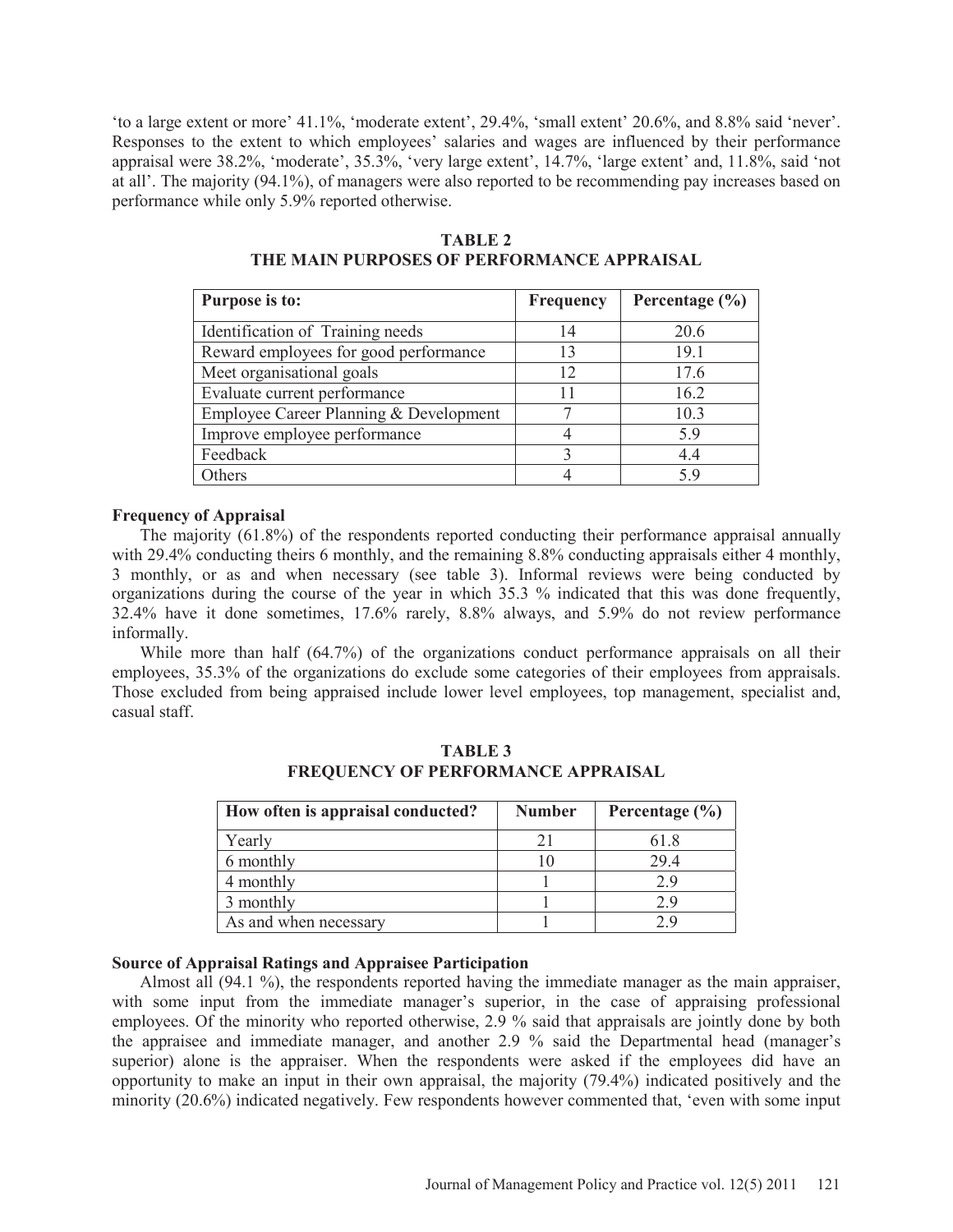'to a large extent or more' 41.1%, 'moderate extent', 29.4%, 'small extent' 20.6%, and 8.8% said 'never'. Responses to the extent to which employees' salaries and wages are influenced by their performance appraisal were 38.2%, 'moderate', 35.3%, 'very large extent', 14.7%, 'large extent' and, 11.8%, said 'not at all'. The majority (94.1%), of managers were also reported to be recommending pay increases based on performance while only 5.9% reported otherwise.

**TABLE 2**
**THE MAIN PURPOSES OF PERFORMANCE APPRAISAL**

| Purpose is to: | Frequency | Percentage (%) |
|---|---|---|
| Identification of Training needs | 14 | 20.6 |
| Reward employees for good performance | 13 | 19.1 |
| Meet organisational goals | 12 | 17.6 |
| Evaluate current performance | 11 | 16.2 |
| Employee Career Planning & Development | 7 | 10.3 |
| Improve employee performance | 4 | 5.9 |
| Feedback | 3 | 4.4 |
| Others | 4 | 5.9 |

**Frequency of Appraisal**

The majority (61.8%) of the respondents reported conducting their performance appraisal annually with 29.4% conducting theirs 6 monthly, and the remaining 8.8% conducting appraisals either 4 monthly, 3 monthly, or as and when necessary (see table 3). Informal reviews were being conducted by organizations during the course of the year in which 35.3 % indicated that this was done frequently, 32.4% have it done sometimes, 17.6% rarely, 8.8% always, and 5.9% do not review performance informally.

While more than half (64.7%) of the organizations conduct performance appraisals on all their employees, 35.3% of the organizations do exclude some categories of their employees from appraisals. Those excluded from being appraised include lower level employees, top management, specialist and, casual staff.

**TABLE 3**
**FREQUENCY OF PERFORMANCE APPRAISAL**

| How often is appraisal conducted? | Number | Percentage (%) |
|---|---|---|
| Yearly | 21 | 61.8 |
| 6 monthly | 10 | 29.4 |
| 4 monthly | 1 | 2.9 |
| 3 monthly | 1 | 2.9 |
| As and when necessary | 1 | 2.9 |

**Source of Appraisal Ratings and Appraisee Participation**

Almost all (94.1 %), the respondents reported having the immediate manager as the main appraiser, with some input from the immediate manager's superior, in the case of appraising professional employees. Of the minority who reported otherwise, 2.9 % said that appraisals are jointly done by both the appraisee and immediate manager, and another 2.9 % said the Departmental head (manager's superior) alone is the appraiser. When the respondents were asked if the employees did have an opportunity to make an input in their own appraisal, the majority (79.4%) indicated positively and the minority (20.6%) indicated negatively. Few respondents however commented that, 'even with some input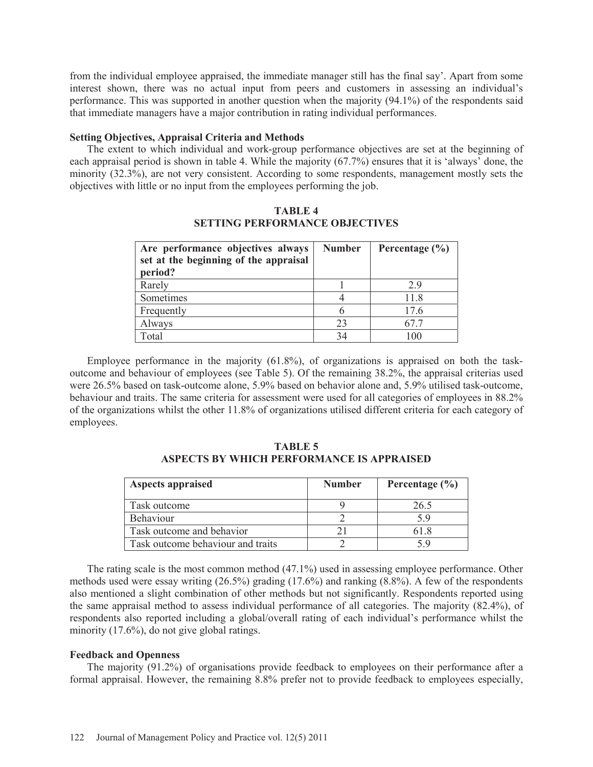from the individual employee appraised, the immediate manager still has the final say'. Apart from some interest shown, there was no actual input from peers and customers in assessing an individual's performance. This was supported in another question when the majority (94.1%) of the respondents said that immediate managers have a major contribution in rating individual performances.

**Setting Objectives, Appraisal Criteria and Methods**

The extent to which individual and work-group performance objectives are set at the beginning of each appraisal period is shown in table 4. While the majority (67.7%) ensures that it is 'always' done, the minority (32.3%), are not very consistent. According to some respondents, management mostly sets the objectives with little or no input from the employees performing the job.

**TABLE 4**
**SETTING PERFORMANCE OBJECTIVES**

| Are performance objectives always set at the beginning of the appraisal period? | Number | Percentage (%) |
|---|---|---|
| Rarely | 1 | 2.9 |
| Sometimes | 4 | 11.8 |
| Frequently | 6 | 17.6 |
| Always | 23 | 67.7 |
| Total | 34 | 100 |

Employee performance in the majority (61.8%), of organizations is appraised on both the task-outcome and behaviour of employees (see Table 5). Of the remaining 38.2%, the appraisal criterias used were 26.5% based on task-outcome alone, 5.9% based on behavior alone and, 5.9% utilised task-outcome, behaviour and traits. The same criteria for assessment were used for all categories of employees in 88.2% of the organizations whilst the other 11.8% of organizations utilised different criteria for each category of employees.

**TABLE 5**
**ASPECTS BY WHICH PERFORMANCE IS APPRAISED**

| Aspects appraised | Number | Percentage (%) |
|---|---|---|
| Task outcome | 9 | 26.5 |
| Behaviour | 2 | 5.9 |
| Task outcome and behavior | 21 | 61.8 |
| Task outcome behaviour and traits | 2 | 5.9 |

The rating scale is the most common method (47.1%) used in assessing employee performance. Other methods used were essay writing (26.5%) grading (17.6%) and ranking (8.8%). A few of the respondents also mentioned a slight combination of other methods but not significantly. Respondents reported using the same appraisal method to assess individual performance of all categories. The majority (82.4%), of respondents also reported including a global/overall rating of each individual's performance whilst the minority (17.6%), do not give global ratings.

**Feedback and Openness**

The majority (91.2%) of organisations provide feedback to employees on their performance after a formal appraisal. However, the remaining 8.8% prefer not to provide feedback to employees especially,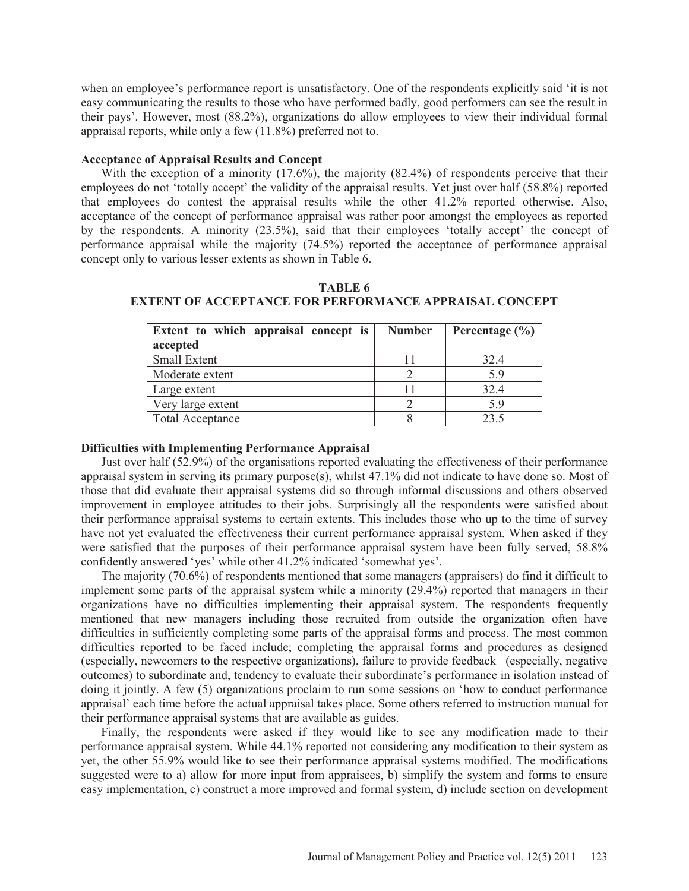when an employee's performance report is unsatisfactory. One of the respondents explicitly said 'it is not easy communicating the results to those who have performed badly, good performers can see the result in their pays'. However, most (88.2%), organizations do allow employees to view their individual formal appraisal reports, while only a few (11.8%) preferred not to.

### Acceptance of Appraisal Results and Concept

With the exception of a minority (17.6%), the majority (82.4%) of respondents perceive that their employees do not 'totally accept' the validity of the appraisal results. Yet just over half (58.8%) reported that employees do contest the appraisal results while the other 41.2% reported otherwise. Also, acceptance of the concept of performance appraisal was rather poor amongst the employees as reported by the respondents. A minority (23.5%), said that their employees 'totally accept' the concept of performance appraisal while the majority (74.5%) reported the acceptance of performance appraisal concept only to various lesser extents as shown in Table 6.

**TABLE 6**
**EXTENT OF ACCEPTANCE FOR PERFORMANCE APPRAISAL CONCEPT**

| Extent to which appraisal concept is accepted | Number | Percentage (%) |
|---|---|---|
| Small Extent | 11 | 32.4 |
| Moderate extent | 2 | 5.9 |
| Large extent | 11 | 32.4 |
| Very large extent | 2 | 5.9 |
| Total Acceptance | 8 | 23.5 |

### Difficulties with Implementing Performance Appraisal

Just over half (52.9%) of the organisations reported evaluating the effectiveness of their performance appraisal system in serving its primary purpose(s), whilst 47.1% did not indicate to have done so. Most of those that did evaluate their appraisal systems did so through informal discussions and others observed improvement in employee attitudes to their jobs. Surprisingly all the respondents were satisfied about their performance appraisal systems to certain extents. This includes those who up to the time of survey have not yet evaluated the effectiveness their current performance appraisal system. When asked if they were satisfied that the purposes of their performance appraisal system have been fully served, 58.8% confidently answered 'yes' while other 41.2% indicated 'somewhat yes'.

The majority (70.6%) of respondents mentioned that some managers (appraisers) do find it difficult to implement some parts of the appraisal system while a minority (29.4%) reported that managers in their organizations have no difficulties implementing their appraisal system. The respondents frequently mentioned that new managers including those recruited from outside the organization often have difficulties in sufficiently completing some parts of the appraisal forms and process. The most common difficulties reported to be faced include; completing the appraisal forms and procedures as designed (especially, newcomers to the respective organizations), failure to provide feedback (especially, negative outcomes) to subordinate and, tendency to evaluate their subordinate's performance in isolation instead of doing it jointly. A few (5) organizations proclaim to run some sessions on 'how to conduct performance appraisal' each time before the actual appraisal takes place. Some others referred to instruction manual for their performance appraisal systems that are available as guides.

Finally, the respondents were asked if they would like to see any modification made to their performance appraisal system. While 44.1% reported not considering any modification to their system as yet, the other 55.9% would like to see their performance appraisal systems modified. The modifications suggested were to a) allow for more input from appraisees, b) simplify the system and forms to ensure easy implementation, c) construct a more improved and formal system, d) include section on development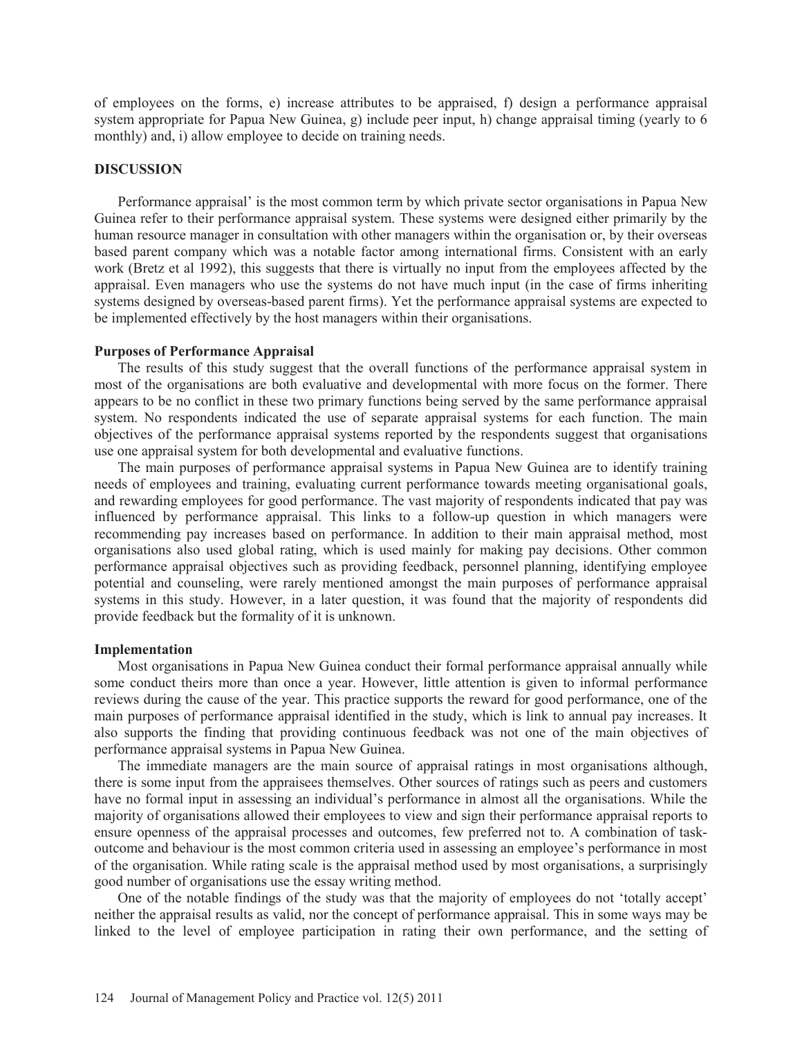of employees on the forms, e) increase attributes to be appraised, f) design a performance appraisal system appropriate for Papua New Guinea, g) include peer input, h) change appraisal timing (yearly to 6 monthly) and, i) allow employee to decide on training needs.

## DISCUSSION

Performance appraisal' is the most common term by which private sector organisations in Papua New Guinea refer to their performance appraisal system. These systems were designed either primarily by the human resource manager in consultation with other managers within the organisation or, by their overseas based parent company which was a notable factor among international firms. Consistent with an early work (Bretz et al 1992), this suggests that there is virtually no input from the employees affected by the appraisal. Even managers who use the systems do not have much input (in the case of firms inheriting systems designed by overseas-based parent firms). Yet the performance appraisal systems are expected to be implemented effectively by the host managers within their organisations.

### Purposes of Performance Appraisal

The results of this study suggest that the overall functions of the performance appraisal system in most of the organisations are both evaluative and developmental with more focus on the former. There appears to be no conflict in these two primary functions being served by the same performance appraisal system. No respondents indicated the use of separate appraisal systems for each function. The main objectives of the performance appraisal systems reported by the respondents suggest that organisations use one appraisal system for both developmental and evaluative functions.

The main purposes of performance appraisal systems in Papua New Guinea are to identify training needs of employees and training, evaluating current performance towards meeting organisational goals, and rewarding employees for good performance. The vast majority of respondents indicated that pay was influenced by performance appraisal. This links to a follow-up question in which managers were recommending pay increases based on performance. In addition to their main appraisal method, most organisations also used global rating, which is used mainly for making pay decisions. Other common performance appraisal objectives such as providing feedback, personnel planning, identifying employee potential and counseling, were rarely mentioned amongst the main purposes of performance appraisal systems in this study. However, in a later question, it was found that the majority of respondents did provide feedback but the formality of it is unknown.

### Implementation

Most organisations in Papua New Guinea conduct their formal performance appraisal annually while some conduct theirs more than once a year. However, little attention is given to informal performance reviews during the cause of the year. This practice supports the reward for good performance, one of the main purposes of performance appraisal identified in the study, which is link to annual pay increases. It also supports the finding that providing continuous feedback was not one of the main objectives of performance appraisal systems in Papua New Guinea.

The immediate managers are the main source of appraisal ratings in most organisations although, there is some input from the appraisees themselves. Other sources of ratings such as peers and customers have no formal input in assessing an individual's performance in almost all the organisations. While the majority of organisations allowed their employees to view and sign their performance appraisal reports to ensure openness of the appraisal processes and outcomes, few preferred not to. A combination of task-outcome and behaviour is the most common criteria used in assessing an employee's performance in most of the organisation. While rating scale is the appraisal method used by most organisations, a surprisingly good number of organisations use the essay writing method.

One of the notable findings of the study was that the majority of employees do not 'totally accept' neither the appraisal results as valid, nor the concept of performance appraisal. This in some ways may be linked to the level of employee participation in rating their own performance, and the setting of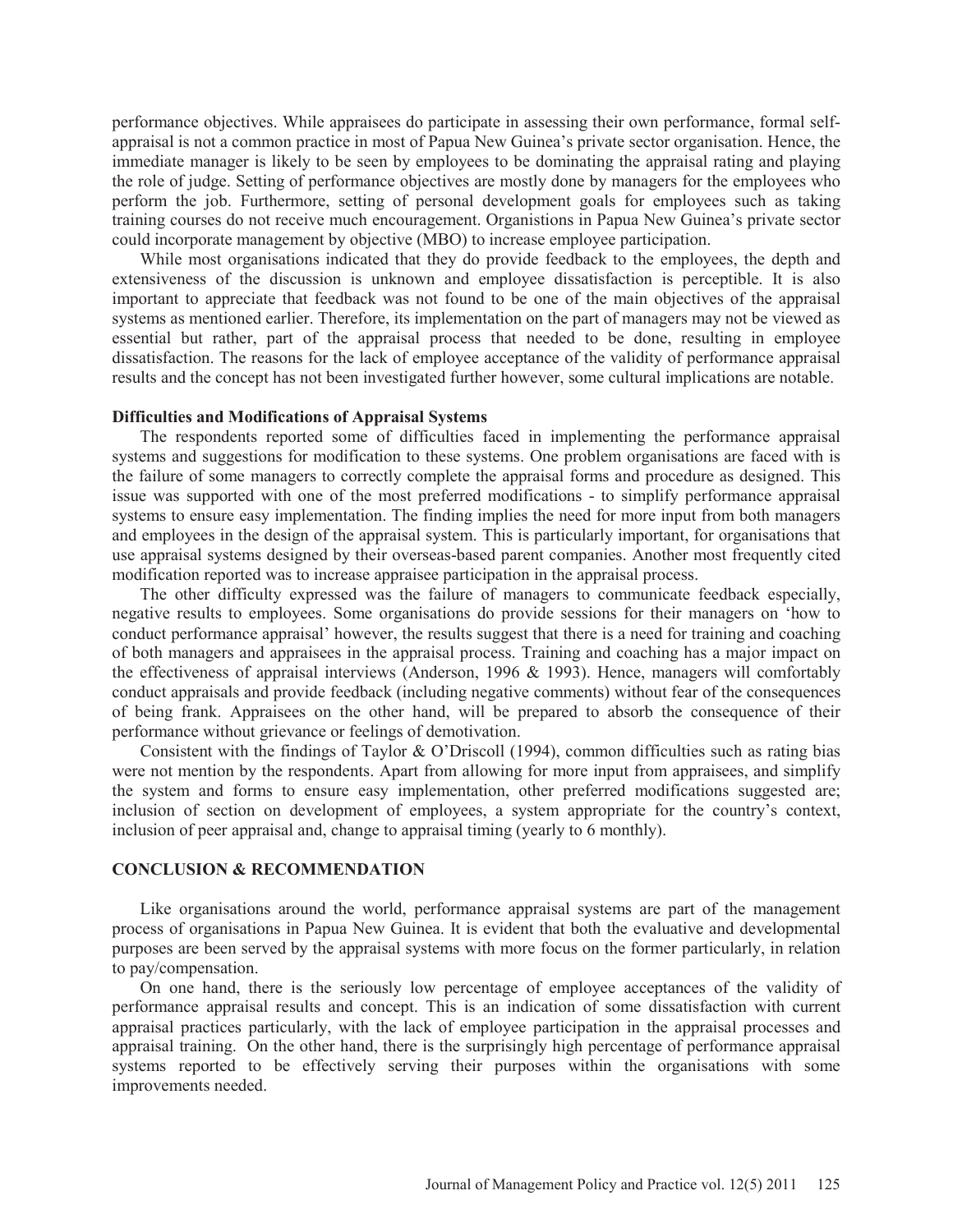performance objectives. While appraisees do participate in assessing their own performance, formal self-appraisal is not a common practice in most of Papua New Guinea's private sector organisation. Hence, the immediate manager is likely to be seen by employees to be dominating the appraisal rating and playing the role of judge. Setting of performance objectives are mostly done by managers for the employees who perform the job. Furthermore, setting of personal development goals for employees such as taking training courses do not receive much encouragement. Organistions in Papua New Guinea's private sector could incorporate management by objective (MBO) to increase employee participation.

While most organisations indicated that they do provide feedback to the employees, the depth and extensiveness of the discussion is unknown and employee dissatisfaction is perceptible. It is also important to appreciate that feedback was not found to be one of the main objectives of the appraisal systems as mentioned earlier. Therefore, its implementation on the part of managers may not be viewed as essential but rather, part of the appraisal process that needed to be done, resulting in employee dissatisfaction. The reasons for the lack of employee acceptance of the validity of performance appraisal results and the concept has not been investigated further however, some cultural implications are notable.

**Difficulties and Modifications of Appraisal Systems**

The respondents reported some of difficulties faced in implementing the performance appraisal systems and suggestions for modification to these systems. One problem organisations are faced with is the failure of some managers to correctly complete the appraisal forms and procedure as designed. This issue was supported with one of the most preferred modifications - to simplify performance appraisal systems to ensure easy implementation. The finding implies the need for more input from both managers and employees in the design of the appraisal system. This is particularly important, for organisations that use appraisal systems designed by their overseas-based parent companies. Another most frequently cited modification reported was to increase appraisee participation in the appraisal process.

The other difficulty expressed was the failure of managers to communicate feedback especially, negative results to employees. Some organisations do provide sessions for their managers on 'how to conduct performance appraisal' however, the results suggest that there is a need for training and coaching of both managers and appraisees in the appraisal process. Training and coaching has a major impact on the effectiveness of appraisal interviews (Anderson, 1996 & 1993). Hence, managers will comfortably conduct appraisals and provide feedback (including negative comments) without fear of the consequences of being frank. Appraisees on the other hand, will be prepared to absorb the consequence of their performance without grievance or feelings of demotivation.

Consistent with the findings of Taylor & O'Driscoll (1994), common difficulties such as rating bias were not mention by the respondents. Apart from allowing for more input from appraisees, and simplify the system and forms to ensure easy implementation, other preferred modifications suggested are; inclusion of section on development of employees, a system appropriate for the country's context, inclusion of peer appraisal and, change to appraisal timing (yearly to 6 monthly).

## CONCLUSION & RECOMMENDATION

Like organisations around the world, performance appraisal systems are part of the management process of organisations in Papua New Guinea. It is evident that both the evaluative and developmental purposes are been served by the appraisal systems with more focus on the former particularly, in relation to pay/compensation.

On one hand, there is the seriously low percentage of employee acceptances of the validity of performance appraisal results and concept. This is an indication of some dissatisfaction with current appraisal practices particularly, with the lack of employee participation in the appraisal processes and appraisal training. On the other hand, there is the surprisingly high percentage of performance appraisal systems reported to be effectively serving their purposes within the organisations with some improvements needed.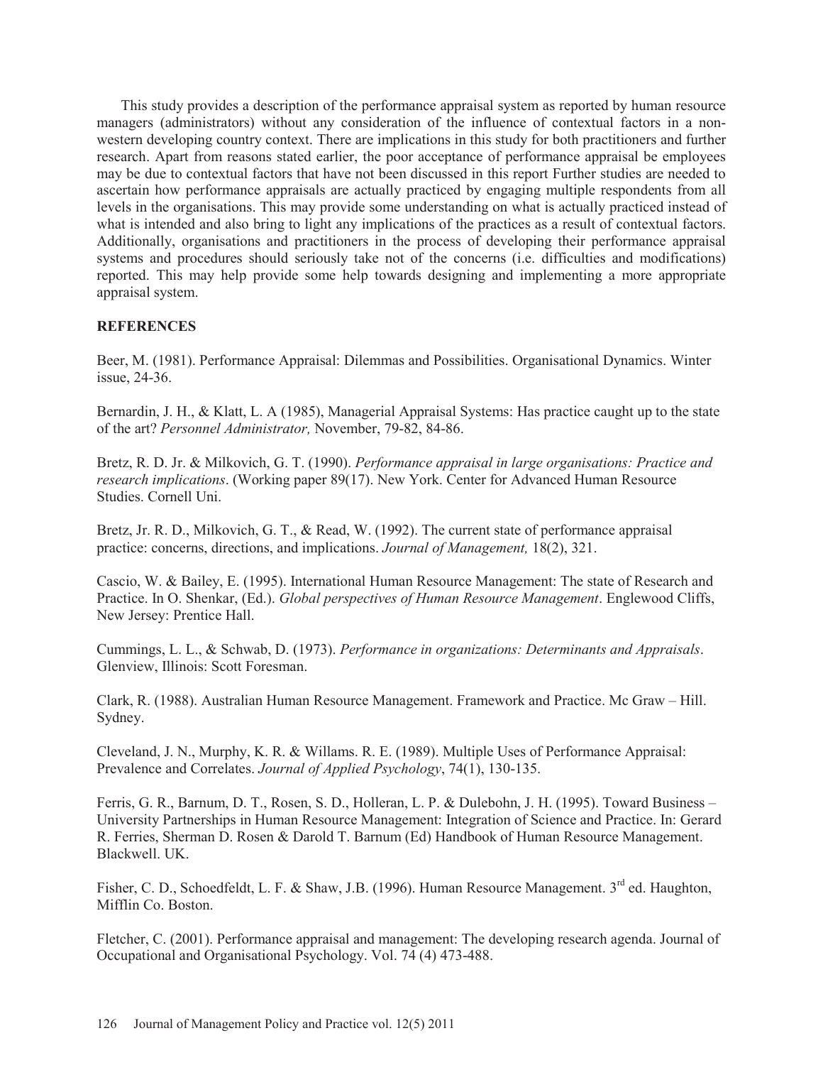This study provides a description of the performance appraisal system as reported by human resource managers (administrators) without any consideration of the influence of contextual factors in a non-western developing country context. There are implications in this study for both practitioners and further research. Apart from reasons stated earlier, the poor acceptance of performance appraisal be employees may be due to contextual factors that have not been discussed in this report Further studies are needed to ascertain how performance appraisals are actually practiced by engaging multiple respondents from all levels in the organisations. This may provide some understanding on what is actually practiced instead of what is intended and also bring to light any implications of the practices as a result of contextual factors. Additionally, organisations and practitioners in the process of developing their performance appraisal systems and procedures should seriously take not of the concerns (i.e. difficulties and modifications) reported. This may help provide some help towards designing and implementing a more appropriate appraisal system.

## REFERENCES

Beer, M. (1981). Performance Appraisal: Dilemmas and Possibilities. Organisational Dynamics. Winter issue, 24-36.

Bernardin, J. H., & Klatt, L. A (1985), Managerial Appraisal Systems: Has practice caught up to the state of the art? *Personnel Administrator,* November, 79-82, 84-86.

Bretz, R. D. Jr. & Milkovich, G. T. (1990). *Performance appraisal in large organisations: Practice and research implications*. (Working paper 89(17). New York. Center for Advanced Human Resource Studies. Cornell Uni.

Bretz, Jr. R. D., Milkovich, G. T., & Read, W. (1992). The current state of performance appraisal practice: concerns, directions, and implications. *Journal of Management,* 18(2), 321.

Cascio, W. & Bailey, E. (1995). International Human Resource Management: The state of Research and Practice. In O. Shenkar, (Ed.). *Global perspectives of Human Resource Management*. Englewood Cliffs, New Jersey: Prentice Hall.

Cummings, L. L., & Schwab, D. (1973). *Performance in organizations: Determinants and Appraisals*. Glenview, Illinois: Scott Foresman.

Clark, R. (1988). Australian Human Resource Management. Framework and Practice. Mc Graw – Hill. Sydney.

Cleveland, J. N., Murphy, K. R. & Willams. R. E. (1989). Multiple Uses of Performance Appraisal: Prevalence and Correlates. *Journal of Applied Psychology*, 74(1), 130-135.

Ferris, G. R., Barnum, D. T., Rosen, S. D., Holleran, L. P. & Dulebohn, J. H. (1995). Toward Business – University Partnerships in Human Resource Management: Integration of Science and Practice. In: Gerard R. Ferries, Sherman D. Rosen & Darold T. Barnum (Ed) Handbook of Human Resource Management. Blackwell. UK.

Fisher, C. D., Schoedfeldt, L. F. & Shaw, J.B. (1996). Human Resource Management. 3rd ed. Haughton, Mifflin Co. Boston.

Fletcher, C. (2001). Performance appraisal and management: The developing research agenda. Journal of Occupational and Organisational Psychology. Vol. 74 (4) 473-488.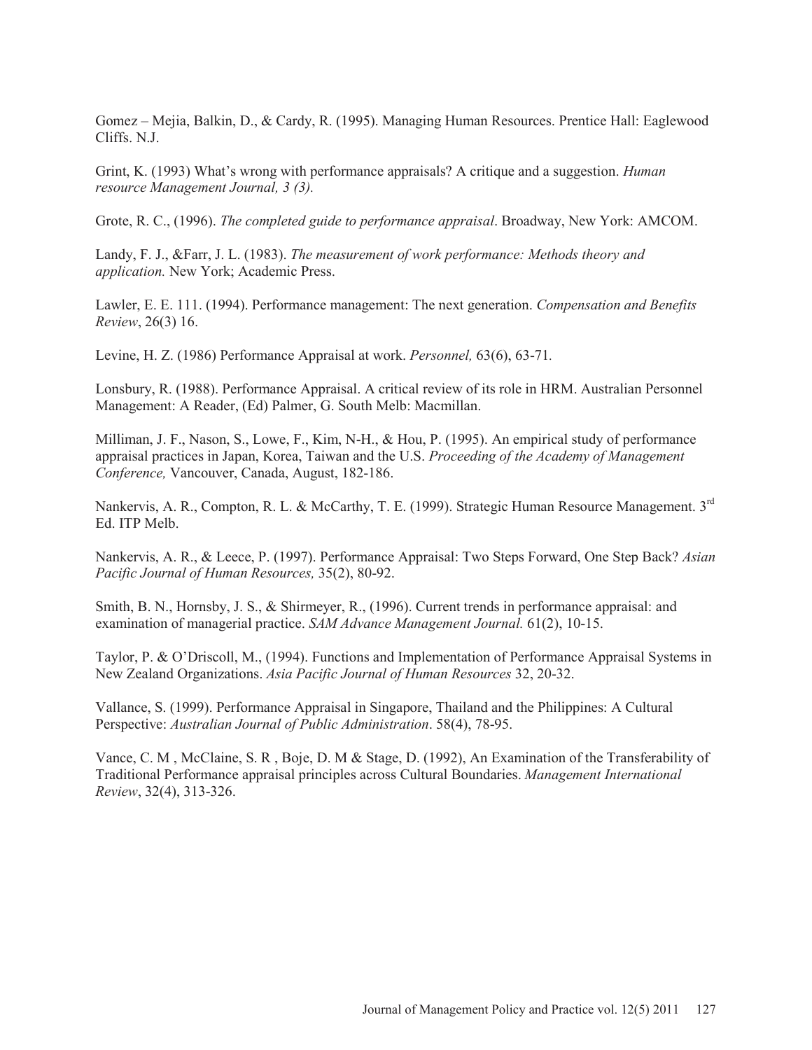Gomez – Mejia, Balkin, D., & Cardy, R. (1995). Managing Human Resources. Prentice Hall: Eaglewood Cliffs. N.J.

Grint, K. (1993) What's wrong with performance appraisals? A critique and a suggestion. *Human resource Management Journal, 3 (3).*

Grote, R. C., (1996). *The completed guide to performance appraisal*. Broadway, New York: AMCOM.

Landy, F. J., &Farr, J. L. (1983). *The measurement of work performance: Methods theory and application.* New York; Academic Press.

Lawler, E. E. 111. (1994). Performance management: The next generation. *Compensation and Benefits Review*, 26(3) 16.

Levine, H. Z. (1986) Performance Appraisal at work. *Personnel,* 63(6), 63-71.

Lonsbury, R. (1988). Performance Appraisal. A critical review of its role in HRM. Australian Personnel Management: A Reader, (Ed) Palmer, G. South Melb: Macmillan.

Milliman, J. F., Nason, S., Lowe, F., Kim, N-H., & Hou, P. (1995). An empirical study of performance appraisal practices in Japan, Korea, Taiwan and the U.S. *Proceeding of the Academy of Management Conference,* Vancouver, Canada, August, 182-186.

Nankervis, A. R., Compton, R. L. & McCarthy, T. E. (1999). Strategic Human Resource Management. 3rd Ed. ITP Melb.

Nankervis, A. R., & Leece, P. (1997). Performance Appraisal: Two Steps Forward, One Step Back? *Asian Pacific Journal of Human Resources,* 35(2), 80-92.

Smith, B. N., Hornsby, J. S., & Shirmeyer, R., (1996). Current trends in performance appraisal: and examination of managerial practice. *SAM Advance Management Journal.* 61(2), 10-15.

Taylor, P. & O'Driscoll, M., (1994). Functions and Implementation of Performance Appraisal Systems in New Zealand Organizations. *Asia Pacific Journal of Human Resources* 32, 20-32.

Vallance, S. (1999). Performance Appraisal in Singapore, Thailand and the Philippines: A Cultural Perspective: *Australian Journal of Public Administration*. 58(4), 78-95.

Vance, C. M , McClaine, S. R , Boje, D. M & Stage, D. (1992), An Examination of the Transferability of Traditional Performance appraisal principles across Cultural Boundaries. *Management International Review*, 32(4), 313-326.